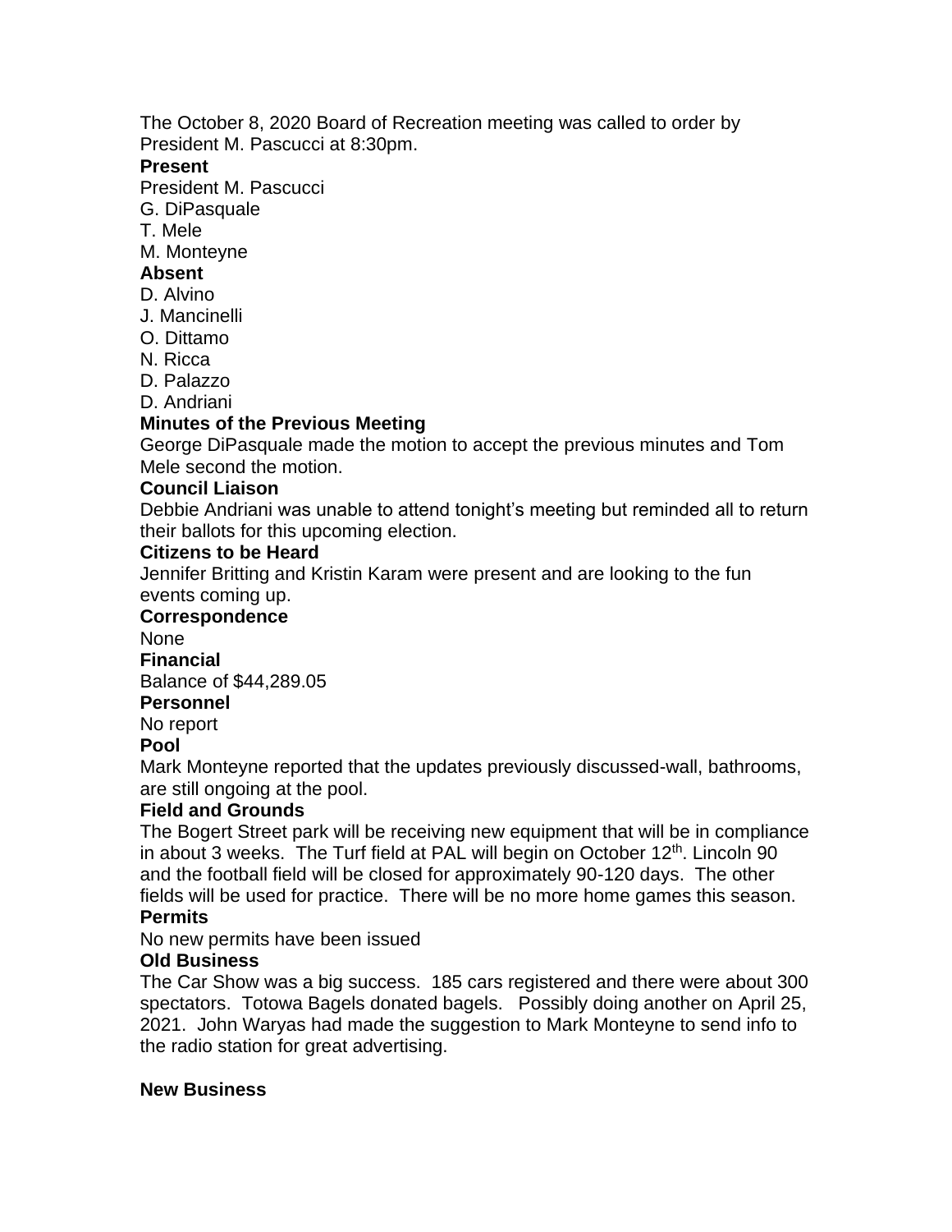The October 8, 2020 Board of Recreation meeting was called to order by President M. Pascucci at 8:30pm.

**Present**

President M. Pascucci
G. DiPasquale
T. Mele
M. Monteyne

**Absent**

D. Alvino
J. Mancinelli
O. Dittamo
N. Ricca
D. Palazzo
D. Andriani

**Minutes of the Previous Meeting**

George DiPasquale made the motion to accept the previous minutes and Tom Mele second the motion.

**Council Liaison**

Debbie Andriani was unable to attend tonight's meeting but reminded all to return their ballots for this upcoming election.

**Citizens to be Heard**

Jennifer Britting and Kristin Karam were present and are looking to the fun events coming up.

**Correspondence**

None

**Financial**

Balance of $44,289.05

**Personnel**

No report

**Pool**

Mark Monteyne reported that the updates previously discussed-wall, bathrooms, are still ongoing at the pool.

**Field and Grounds**

The Bogert Street park will be receiving new equipment that will be in compliance in about 3 weeks. The Turf field at PAL will begin on October 12th. Lincoln 90 and the football field will be closed for approximately 90-120 days. The other fields will be used for practice. There will be no more home games this season.

**Permits**

No new permits have been issued

**Old Business**

The Car Show was a big success. 185 cars registered and there were about 300 spectators. Totowa Bagels donated bagels. Possibly doing another on April 25, 2021. John Waryas had made the suggestion to Mark Monteyne to send info to the radio station for great advertising.

**New Business**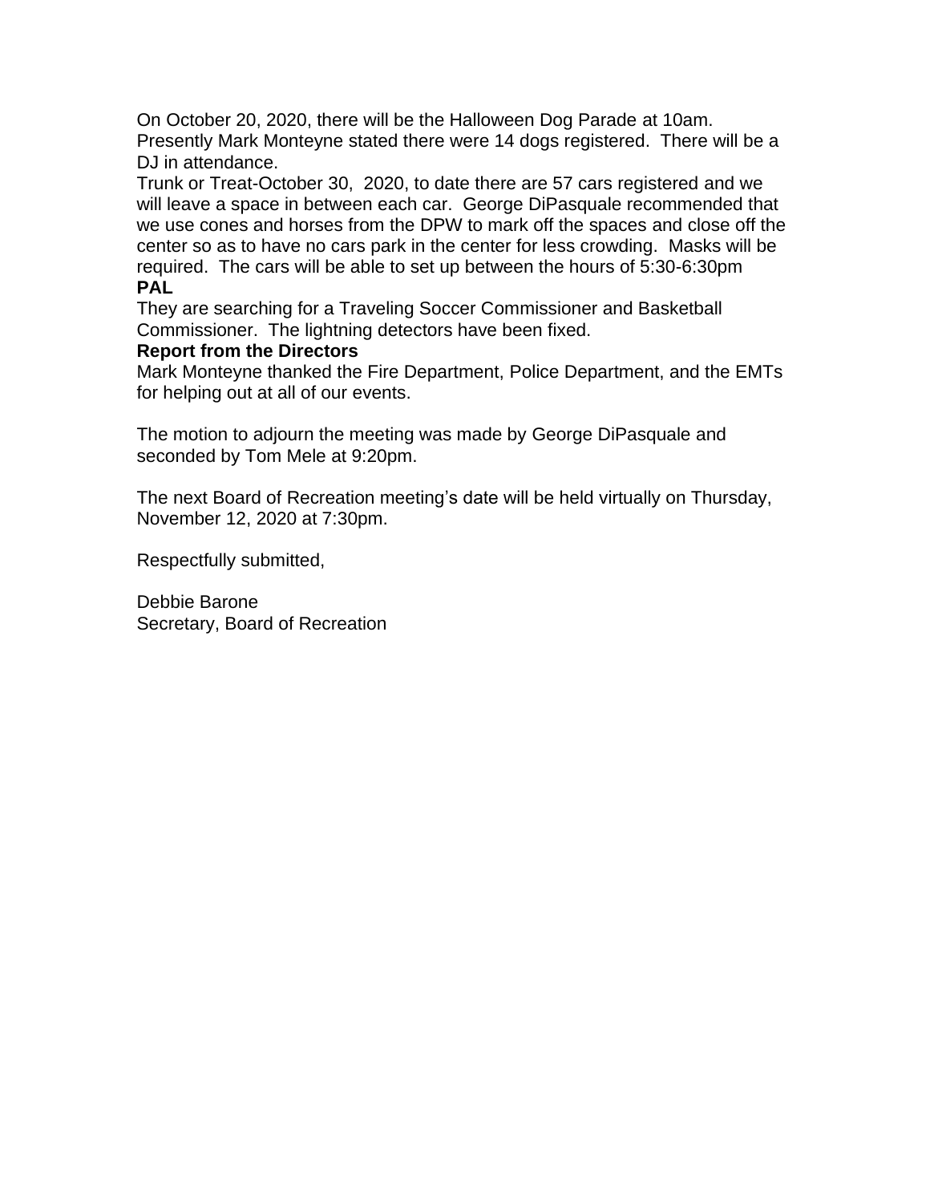On October 20, 2020, there will be the Halloween Dog Parade at 10am. Presently Mark Monteyne stated there were 14 dogs registered. There will be a DJ in attendance.

Trunk or Treat-October 30, 2020, to date there are 57 cars registered and we will leave a space in between each car. George DiPasquale recommended that we use cones and horses from the DPW to mark off the spaces and close off the center so as to have no cars park in the center for less crowding. Masks will be required. The cars will be able to set up between the hours of 5:30-6:30pm

**PAL**

They are searching for a Traveling Soccer Commissioner and Basketball Commissioner. The lightning detectors have been fixed.

**Report from the Directors**

Mark Monteyne thanked the Fire Department, Police Department, and the EMTs for helping out at all of our events.

The motion to adjourn the meeting was made by George DiPasquale and seconded by Tom Mele at 9:20pm.

The next Board of Recreation meeting's date will be held virtually on Thursday, November 12, 2020 at 7:30pm.

Respectfully submitted,

Debbie Barone
Secretary, Board of Recreation